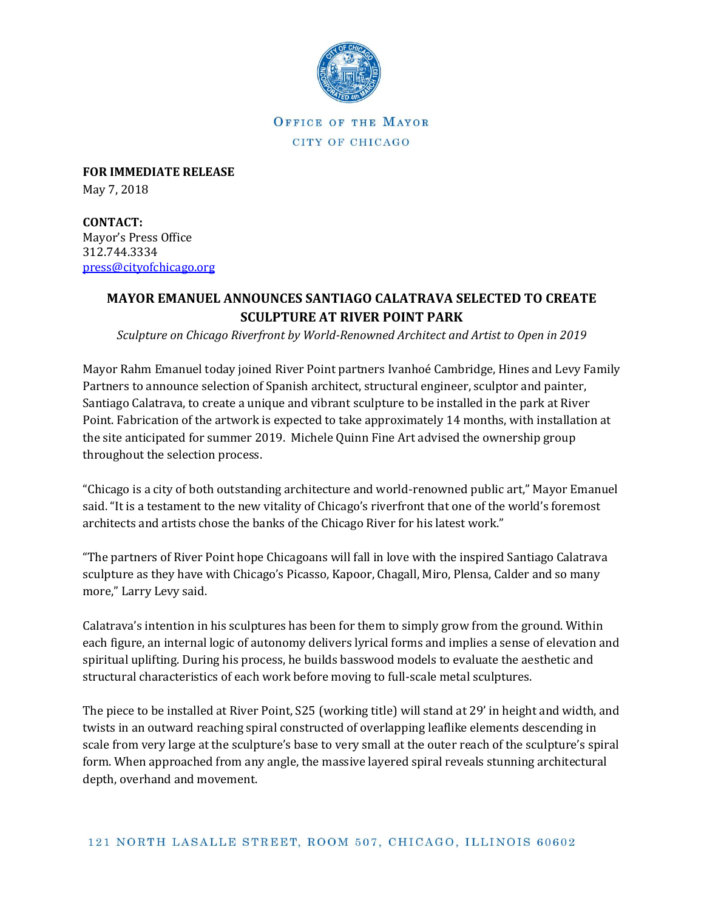Office of the Mayor

City of Chicago

**FOR IMMEDIATE RELEASE**
May 7, 2018

**CONTACT:**
Mayor's Press Office
312.744.3334
press@cityofchicago.org

# MAYOR EMANUEL ANNOUNCES SANTIAGO CALATRAVA SELECTED TO CREATE SCULPTURE AT RIVER POINT PARK

*Sculpture on Chicago Riverfront by World-Renowned Architect and Artist to Open in 2019*

Mayor Rahm Emanuel today joined River Point partners Ivanhoé Cambridge, Hines and Levy Family Partners to announce selection of Spanish architect, structural engineer, sculptor and painter, Santiago Calatrava, to create a unique and vibrant sculpture to be installed in the park at River Point. Fabrication of the artwork is expected to take approximately 14 months, with installation at the site anticipated for summer 2019. Michele Quinn Fine Art advised the ownership group throughout the selection process.

"Chicago is a city of both outstanding architecture and world-renowned public art," Mayor Emanuel said. "It is a testament to the new vitality of Chicago's riverfront that one of the world's foremost architects and artists chose the banks of the Chicago River for his latest work."

"The partners of River Point hope Chicagoans will fall in love with the inspired Santiago Calatrava sculpture as they have with Chicago's Picasso, Kapoor, Chagall, Miro, Plensa, Calder and so many more," Larry Levy said.

Calatrava's intention in his sculptures has been for them to simply grow from the ground. Within each figure, an internal logic of autonomy delivers lyrical forms and implies a sense of elevation and spiritual uplifting. During his process, he builds basswood models to evaluate the aesthetic and structural characteristics of each work before moving to full-scale metal sculptures.

The piece to be installed at River Point, S25 (working title) will stand at 29' in height and width, and twists in an outward reaching spiral constructed of overlapping leaflike elements descending in scale from very large at the sculpture's base to very small at the outer reach of the sculpture's spiral form. When approached from any angle, the massive layered spiral reveals stunning architectural depth, overhand and movement.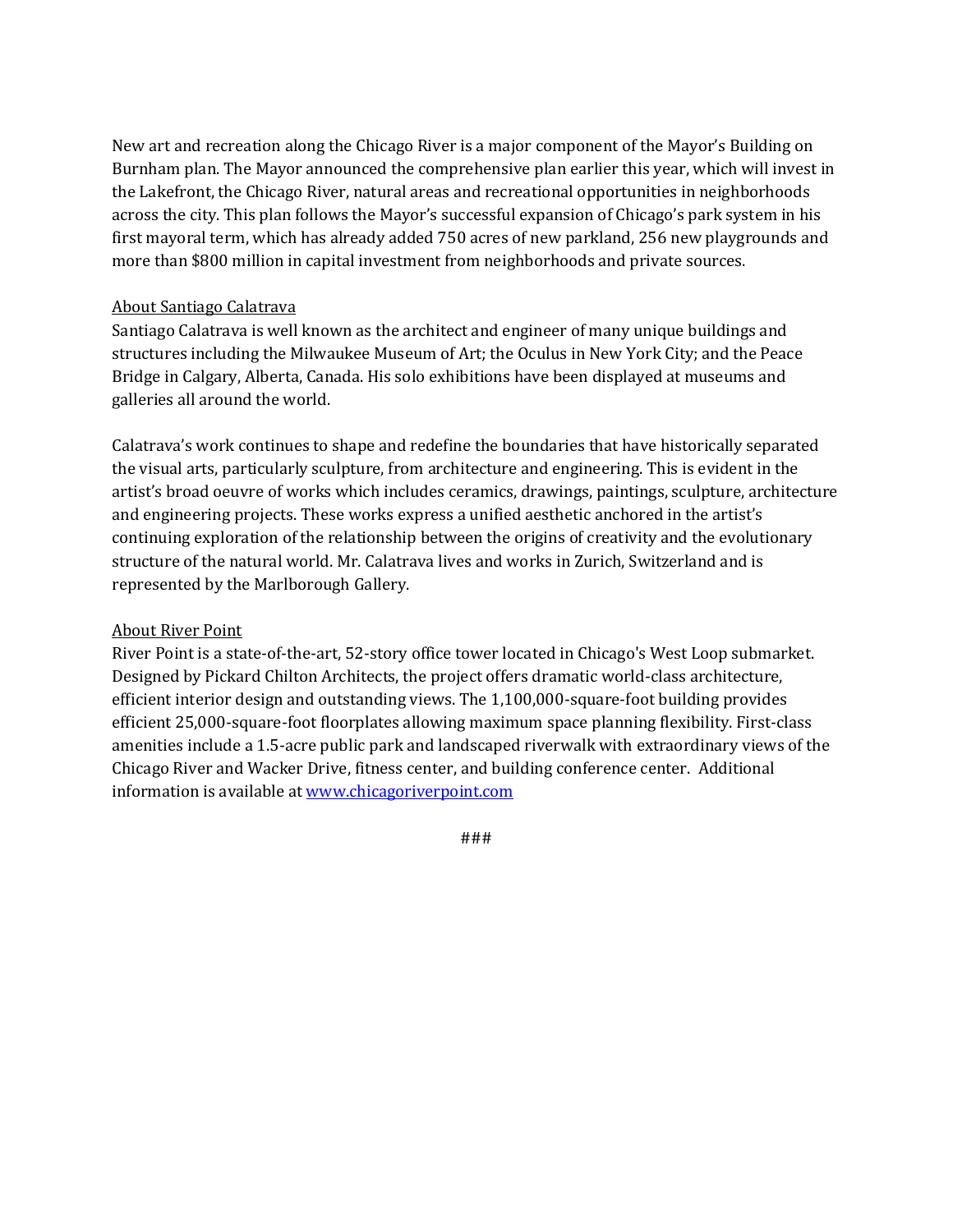New art and recreation along the Chicago River is a major component of the Mayor's Building on Burnham plan. The Mayor announced the comprehensive plan earlier this year, which will invest in the Lakefront, the Chicago River, natural areas and recreational opportunities in neighborhoods across the city. This plan follows the Mayor's successful expansion of Chicago's park system in his first mayoral term, which has already added 750 acres of new parkland, 256 new playgrounds and more than $800 million in capital investment from neighborhoods and private sources.

<u>About Santiago Calatrava</u>

Santiago Calatrava is well known as the architect and engineer of many unique buildings and structures including the Milwaukee Museum of Art; the Oculus in New York City; and the Peace Bridge in Calgary, Alberta, Canada. His solo exhibitions have been displayed at museums and galleries all around the world.

Calatrava's work continues to shape and redefine the boundaries that have historically separated the visual arts, particularly sculpture, from architecture and engineering. This is evident in the artist's broad oeuvre of works which includes ceramics, drawings, paintings, sculpture, architecture and engineering projects. These works express a unified aesthetic anchored in the artist's continuing exploration of the relationship between the origins of creativity and the evolutionary structure of the natural world. Mr. Calatrava lives and works in Zurich, Switzerland and is represented by the Marlborough Gallery.

<u>About River Point</u>

River Point is a state-of-the-art, 52-story office tower located in Chicago's West Loop submarket. Designed by Pickard Chilton Architects, the project offers dramatic world-class architecture, efficient interior design and outstanding views. The 1,100,000-square-foot building provides efficient 25,000-square-foot floorplates allowing maximum space planning flexibility. First-class amenities include a 1.5-acre public park and landscaped riverwalk with extraordinary views of the Chicago River and Wacker Drive, fitness center, and building conference center. Additional information is available at [www.chicagoriverpoint.com](http://www.chicagoriverpoint.com)

###